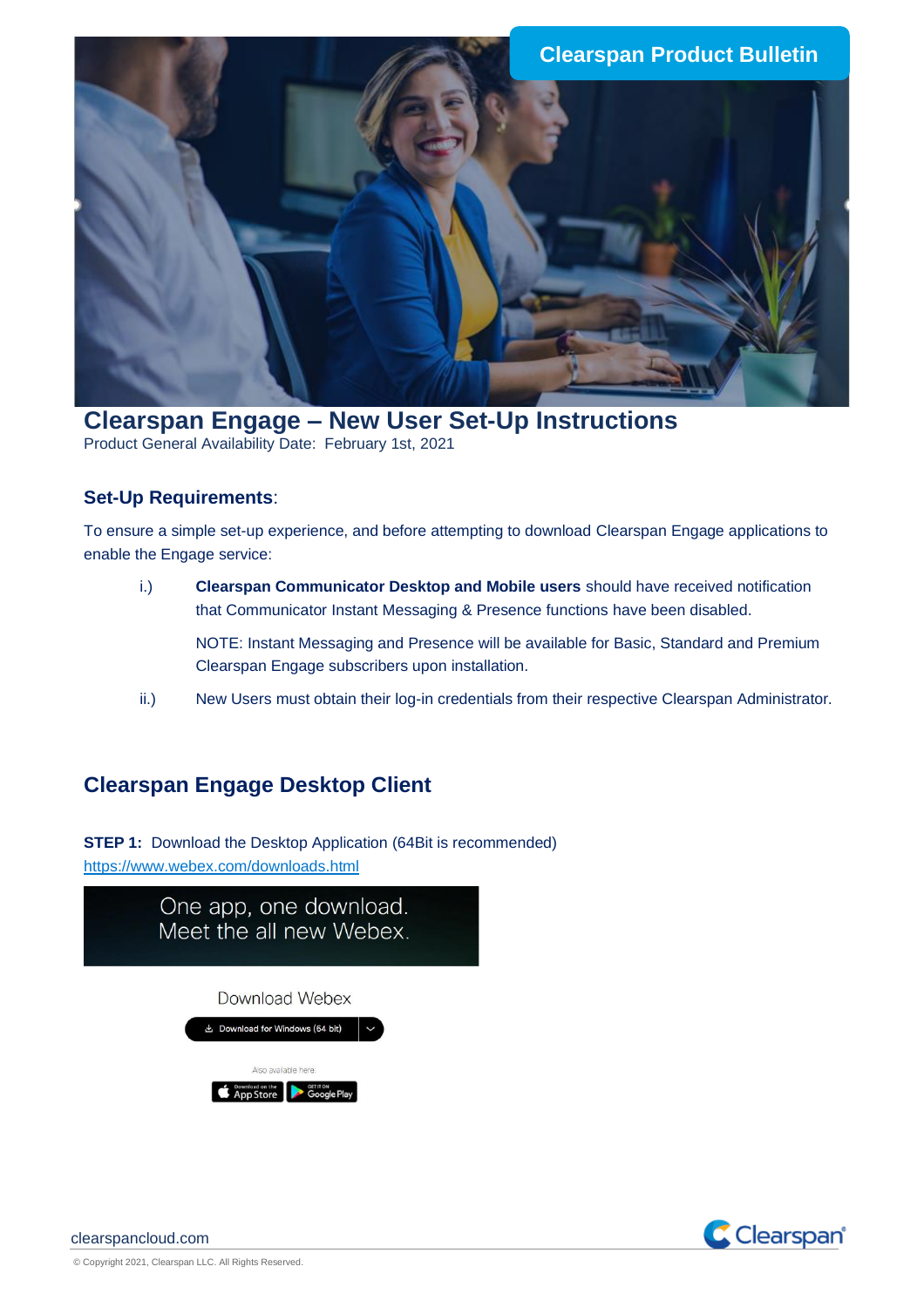Clearspan Product Bulletin

# Clearspan Engage – New User Set-Up Instructions

Product General Availability Date: February 1st, 2021

### **Set-Up Requirements**:

To ensure a simple set-up experience, and before attempting to download Clearspan Engage applications to enable the Engage service:

i.) **Clearspan Communicator Desktop and Mobile users** should have received notification that Communicator Instant Messaging & Presence functions have been disabled.

NOTE: Instant Messaging and Presence will be available for Basic, Standard and Premium Clearspan Engage subscribers upon installation.

ii.) New Users must obtain their log-in credentials from their respective Clearspan Administrator.

## Clearspan Engage Desktop Client

**STEP 1:** Download the Desktop Application (64Bit is recommended)
https://www.webex.com/downloads.html

One app, one download.
Meet the all new Webex.

Download Webex

Download for Windows (64 bit)

Also available here:

Download on the App Store | GET IT ON Google Play

clearspancloud.com

© Copyright 2021, Clearspan LLC. All Rights Reserved.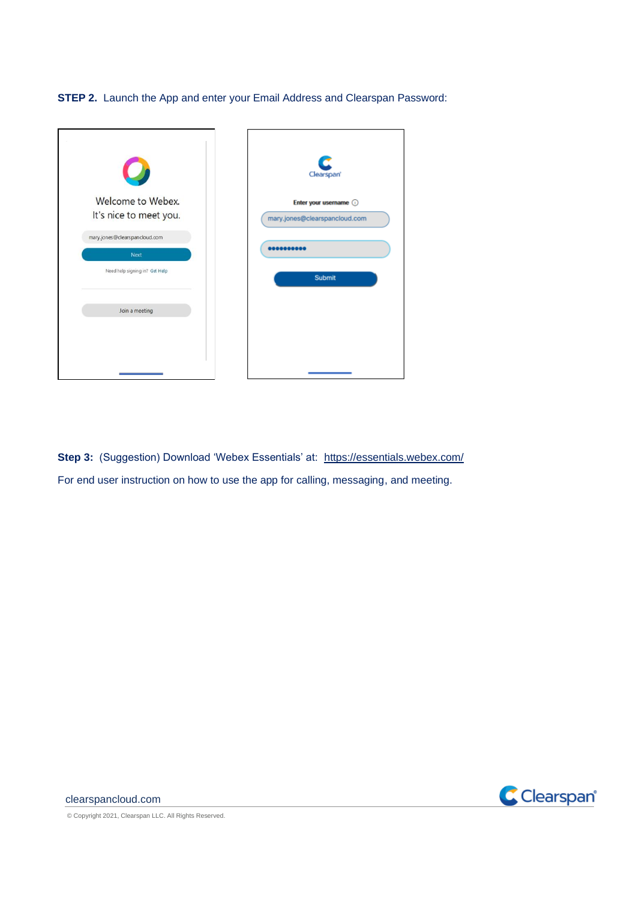**STEP 2.** Launch the App and enter your Email Address and Clearspan Password:

**Step 3:** (Suggestion) Download 'Webex Essentials' at: https://essentials.webex.com/

For end user instruction on how to use the app for calling, messaging, and meeting.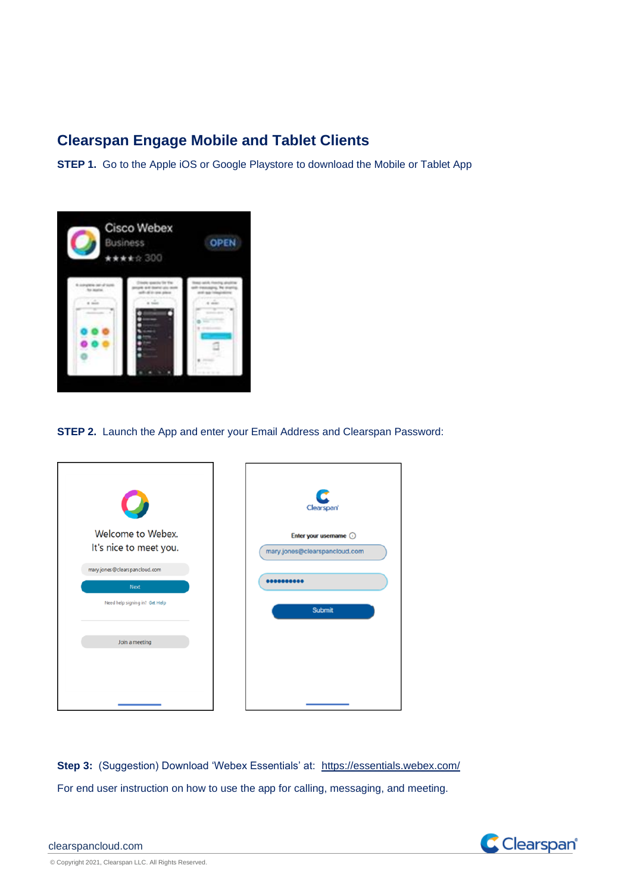## Clearspan Engage Mobile and Tablet Clients

**STEP 1.** Go to the Apple iOS or Google Playstore to download the Mobile or Tablet App

**STEP 2.** Launch the App and enter your Email Address and Clearspan Password:

**Step 3:** (Suggestion) Download 'Webex Essentials' at: https://essentials.webex.com/

For end user instruction on how to use the app for calling, messaging, and meeting.

clearspancloud.com

© Copyright 2021, Clearspan LLC. All Rights Reserved.